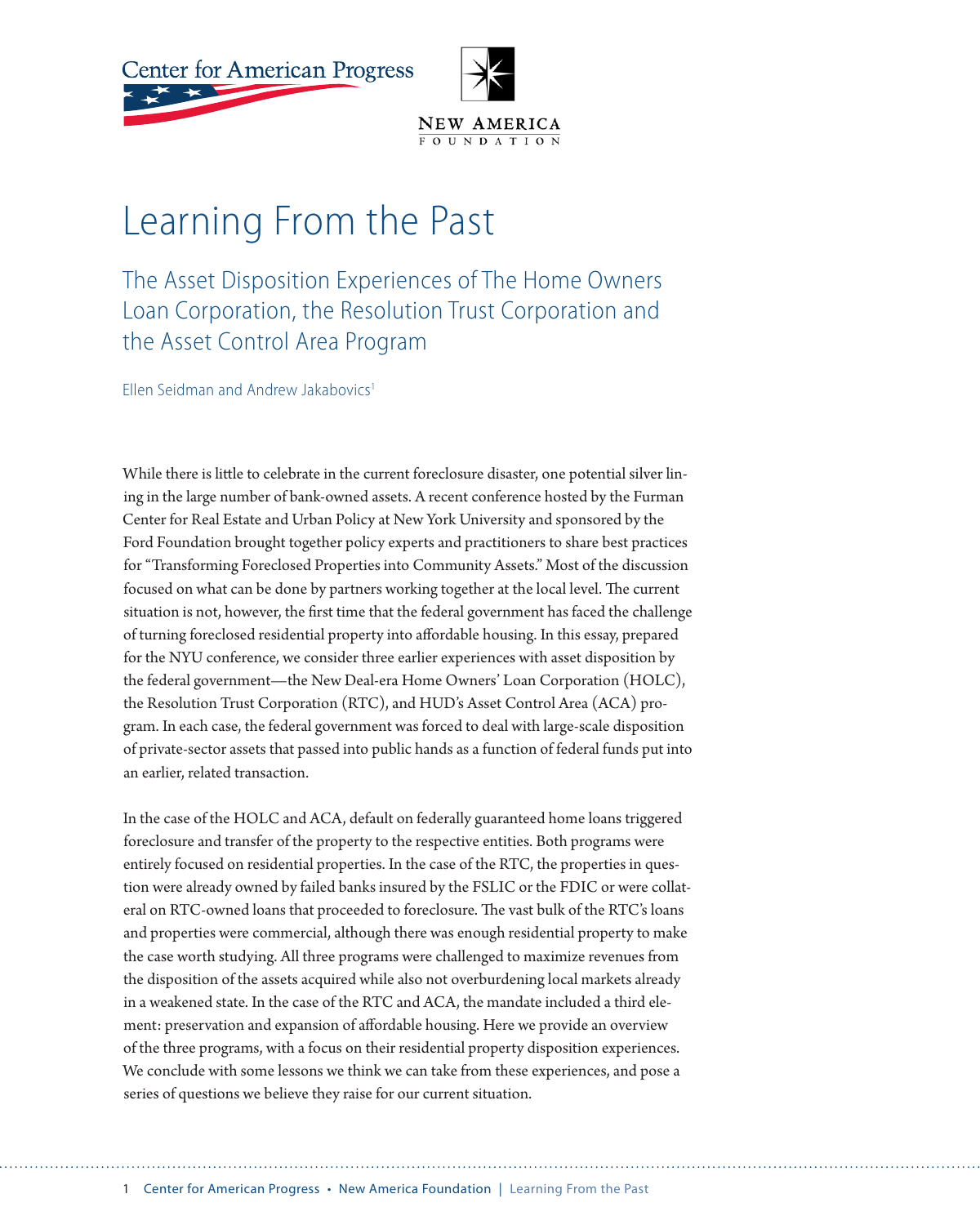Center for American Progress

New America Foundation

# Learning From the Past

## The Asset Disposition Experiences of The Home Owners Loan Corporation, the Resolution Trust Corporation and the Asset Control Area Program

Ellen Seidman and Andrew Jakabovics[1]

While there is little to celebrate in the current foreclosure disaster, one potential silver lining in the large number of bank-owned assets. A recent conference hosted by the Furman Center for Real Estate and Urban Policy at New York University and sponsored by the Ford Foundation brought together policy experts and practitioners to share best practices for "Transforming Foreclosed Properties into Community Assets." Most of the discussion focused on what can be done by partners working together at the local level. The current situation is not, however, the first time that the federal government has faced the challenge of turning foreclosed residential property into affordable housing. In this essay, prepared for the NYU conference, we consider three earlier experiences with asset disposition by the federal government—the New Deal-era Home Owners' Loan Corporation (HOLC), the Resolution Trust Corporation (RTC), and HUD's Asset Control Area (ACA) program. In each case, the federal government was forced to deal with large-scale disposition of private-sector assets that passed into public hands as a function of federal funds put into an earlier, related transaction.

In the case of the HOLC and ACA, default on federally guaranteed home loans triggered foreclosure and transfer of the property to the respective entities. Both programs were entirely focused on residential properties. In the case of the RTC, the properties in question were already owned by failed banks insured by the FSLIC or the FDIC or were collateral on RTC-owned loans that proceeded to foreclosure. The vast bulk of the RTC's loans and properties were commercial, although there was enough residential property to make the case worth studying. All three programs were challenged to maximize revenues from the disposition of the assets acquired while also not overburdening local markets already in a weakened state. In the case of the RTC and ACA, the mandate included a third element: preservation and expansion of affordable housing. Here we provide an overview of the three programs, with a focus on their residential property disposition experiences. We conclude with some lessons we think we can take from these experiences, and pose a series of questions we believe they raise for our current situation.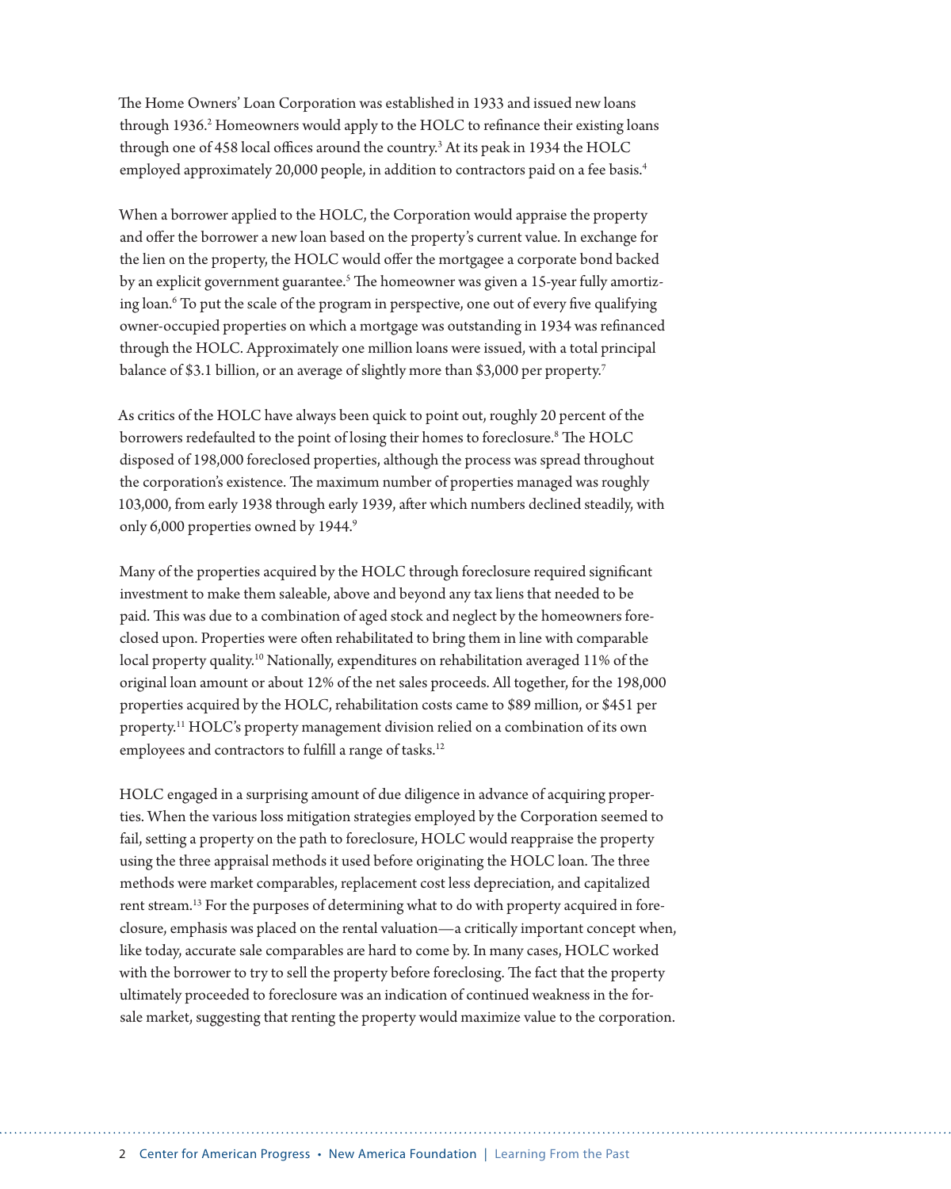The Home Owners' Loan Corporation was established in 1933 and issued new loans through 1936.[2] Homeowners would apply to the HOLC to refinance their existing loans through one of 458 local offices around the country.[3] At its peak in 1934 the HOLC employed approximately 20,000 people, in addition to contractors paid on a fee basis.[4]

When a borrower applied to the HOLC, the Corporation would appraise the property and offer the borrower a new loan based on the property's current value. In exchange for the lien on the property, the HOLC would offer the mortgagee a corporate bond backed by an explicit government guarantee.[5] The homeowner was given a 15-year fully amortizing loan.[6] To put the scale of the program in perspective, one out of every five qualifying owner-occupied properties on which a mortgage was outstanding in 1934 was refinanced through the HOLC. Approximately one million loans were issued, with a total principal balance of $3.1 billion, or an average of slightly more than $3,000 per property.[7]

As critics of the HOLC have always been quick to point out, roughly 20 percent of the borrowers redefaulted to the point of losing their homes to foreclosure.[8] The HOLC disposed of 198,000 foreclosed properties, although the process was spread throughout the corporation's existence. The maximum number of properties managed was roughly 103,000, from early 1938 through early 1939, after which numbers declined steadily, with only 6,000 properties owned by 1944.[9]

Many of the properties acquired by the HOLC through foreclosure required significant investment to make them saleable, above and beyond any tax liens that needed to be paid. This was due to a combination of aged stock and neglect by the homeowners foreclosed upon. Properties were often rehabilitated to bring them in line with comparable local property quality.[10] Nationally, expenditures on rehabilitation averaged 11% of the original loan amount or about 12% of the net sales proceeds. All together, for the 198,000 properties acquired by the HOLC, rehabilitation costs came to $89 million, or $451 per property.[11] HOLC's property management division relied on a combination of its own employees and contractors to fulfill a range of tasks.[12]

HOLC engaged in a surprising amount of due diligence in advance of acquiring properties. When the various loss mitigation strategies employed by the Corporation seemed to fail, setting a property on the path to foreclosure, HOLC would reappraise the property using the three appraisal methods it used before originating the HOLC loan. The three methods were market comparables, replacement cost less depreciation, and capitalized rent stream.[13] For the purposes of determining what to do with property acquired in foreclosure, emphasis was placed on the rental valuation—a critically important concept when, like today, accurate sale comparables are hard to come by. In many cases, HOLC worked with the borrower to try to sell the property before foreclosing. The fact that the property ultimately proceeded to foreclosure was an indication of continued weakness in the for-sale market, suggesting that renting the property would maximize value to the corporation.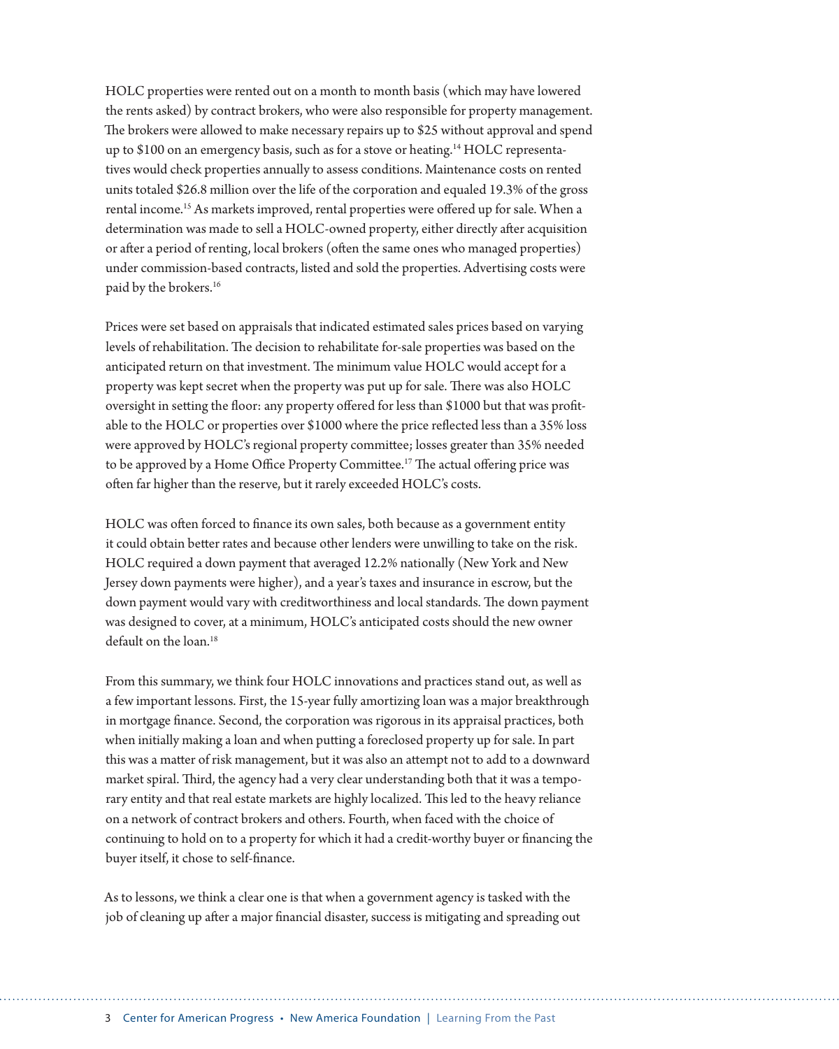HOLC properties were rented out on a month to month basis (which may have lowered the rents asked) by contract brokers, who were also responsible for property management. The brokers were allowed to make necessary repairs up to $25 without approval and spend up to $100 on an emergency basis, such as for a stove or heating.[14] HOLC representatives would check properties annually to assess conditions. Maintenance costs on rented units totaled $26.8 million over the life of the corporation and equaled 19.3% of the gross rental income.[15] As markets improved, rental properties were offered up for sale. When a determination was made to sell a HOLC-owned property, either directly after acquisition or after a period of renting, local brokers (often the same ones who managed properties) under commission-based contracts, listed and sold the properties. Advertising costs were paid by the brokers.[16]

Prices were set based on appraisals that indicated estimated sales prices based on varying levels of rehabilitation. The decision to rehabilitate for-sale properties was based on the anticipated return on that investment. The minimum value HOLC would accept for a property was kept secret when the property was put up for sale. There was also HOLC oversight in setting the floor: any property offered for less than $1000 but that was profitable to the HOLC or properties over $1000 where the price reflected less than a 35% loss were approved by HOLC's regional property committee; losses greater than 35% needed to be approved by a Home Office Property Committee.[17] The actual offering price was often far higher than the reserve, but it rarely exceeded HOLC's costs.

HOLC was often forced to finance its own sales, both because as a government entity it could obtain better rates and because other lenders were unwilling to take on the risk. HOLC required a down payment that averaged 12.2% nationally (New York and New Jersey down payments were higher), and a year's taxes and insurance in escrow, but the down payment would vary with creditworthiness and local standards. The down payment was designed to cover, at a minimum, HOLC's anticipated costs should the new owner default on the loan.[18]

From this summary, we think four HOLC innovations and practices stand out, as well as a few important lessons. First, the 15-year fully amortizing loan was a major breakthrough in mortgage finance. Second, the corporation was rigorous in its appraisal practices, both when initially making a loan and when putting a foreclosed property up for sale. In part this was a matter of risk management, but it was also an attempt not to add to a downward market spiral. Third, the agency had a very clear understanding both that it was a temporary entity and that real estate markets are highly localized. This led to the heavy reliance on a network of contract brokers and others. Fourth, when faced with the choice of continuing to hold on to a property for which it had a credit-worthy buyer or financing the buyer itself, it chose to self-finance.

As to lessons, we think a clear one is that when a government agency is tasked with the job of cleaning up after a major financial disaster, success is mitigating and spreading out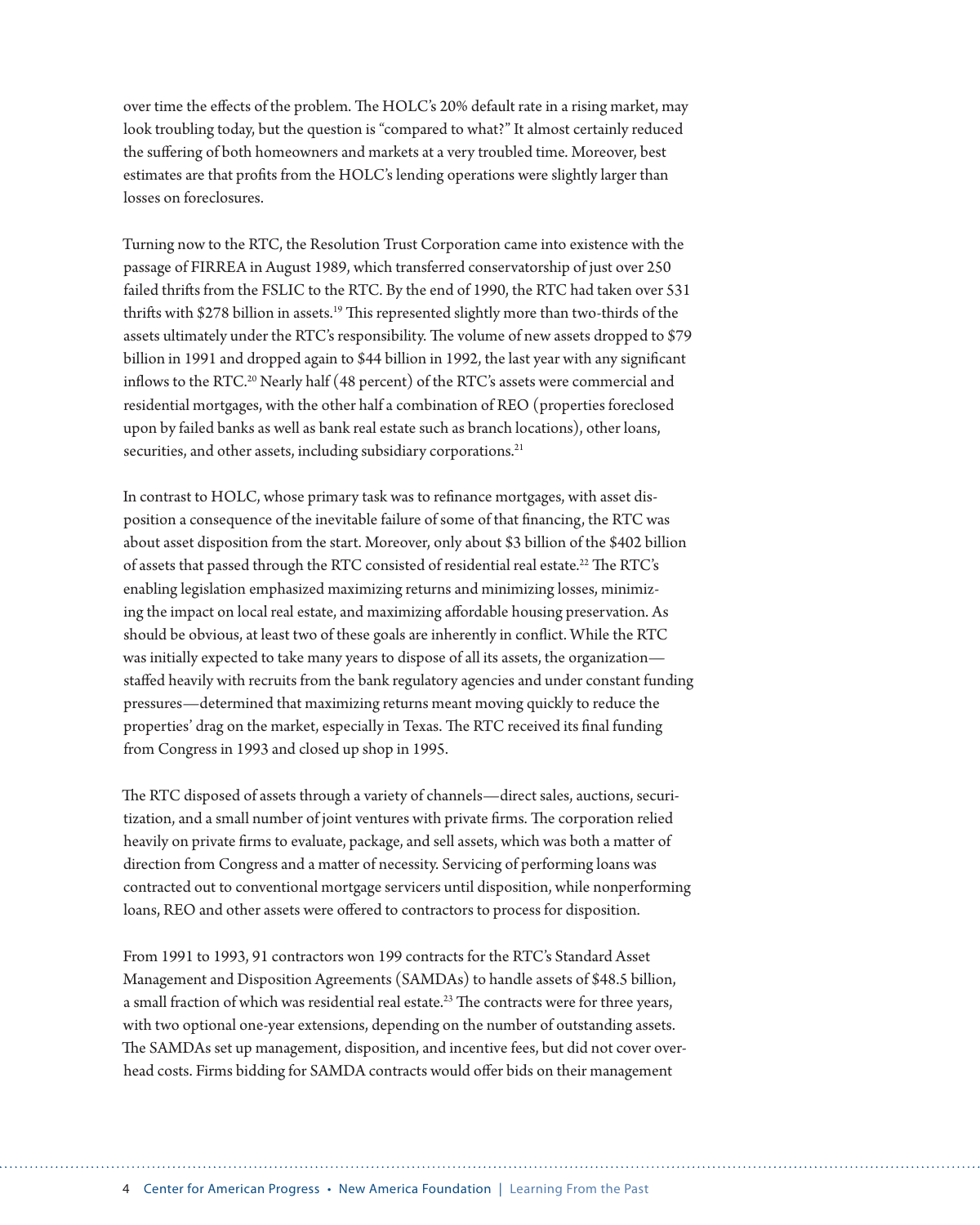over time the effects of the problem. The HOLC's 20% default rate in a rising market, may look troubling today, but the question is "compared to what?" It almost certainly reduced the suffering of both homeowners and markets at a very troubled time. Moreover, best estimates are that profits from the HOLC's lending operations were slightly larger than losses on foreclosures.

Turning now to the RTC, the Resolution Trust Corporation came into existence with the passage of FIRREA in August 1989, which transferred conservatorship of just over 250 failed thrifts from the FSLIC to the RTC. By the end of 1990, the RTC had taken over 531 thrifts with $278 billion in assets.[19] This represented slightly more than two-thirds of the assets ultimately under the RTC's responsibility. The volume of new assets dropped to $79 billion in 1991 and dropped again to $44 billion in 1992, the last year with any significant inflows to the RTC.[20] Nearly half (48 percent) of the RTC's assets were commercial and residential mortgages, with the other half a combination of REO (properties foreclosed upon by failed banks as well as bank real estate such as branch locations), other loans, securities, and other assets, including subsidiary corporations.[21]

In contrast to HOLC, whose primary task was to refinance mortgages, with asset disposition a consequence of the inevitable failure of some of that financing, the RTC was about asset disposition from the start. Moreover, only about $3 billion of the $402 billion of assets that passed through the RTC consisted of residential real estate.[22] The RTC's enabling legislation emphasized maximizing returns and minimizing losses, minimizing the impact on local real estate, and maximizing affordable housing preservation. As should be obvious, at least two of these goals are inherently in conflict. While the RTC was initially expected to take many years to dispose of all its assets, the organization—staffed heavily with recruits from the bank regulatory agencies and under constant funding pressures—determined that maximizing returns meant moving quickly to reduce the properties' drag on the market, especially in Texas. The RTC received its final funding from Congress in 1993 and closed up shop in 1995.

The RTC disposed of assets through a variety of channels—direct sales, auctions, securitization, and a small number of joint ventures with private firms. The corporation relied heavily on private firms to evaluate, package, and sell assets, which was both a matter of direction from Congress and a matter of necessity. Servicing of performing loans was contracted out to conventional mortgage servicers until disposition, while nonperforming loans, REO and other assets were offered to contractors to process for disposition.

From 1991 to 1993, 91 contractors won 199 contracts for the RTC's Standard Asset Management and Disposition Agreements (SAMDAs) to handle assets of $48.5 billion, a small fraction of which was residential real estate.[23] The contracts were for three years, with two optional one-year extensions, depending on the number of outstanding assets. The SAMDAs set up management, disposition, and incentive fees, but did not cover overhead costs. Firms bidding for SAMDA contracts would offer bids on their management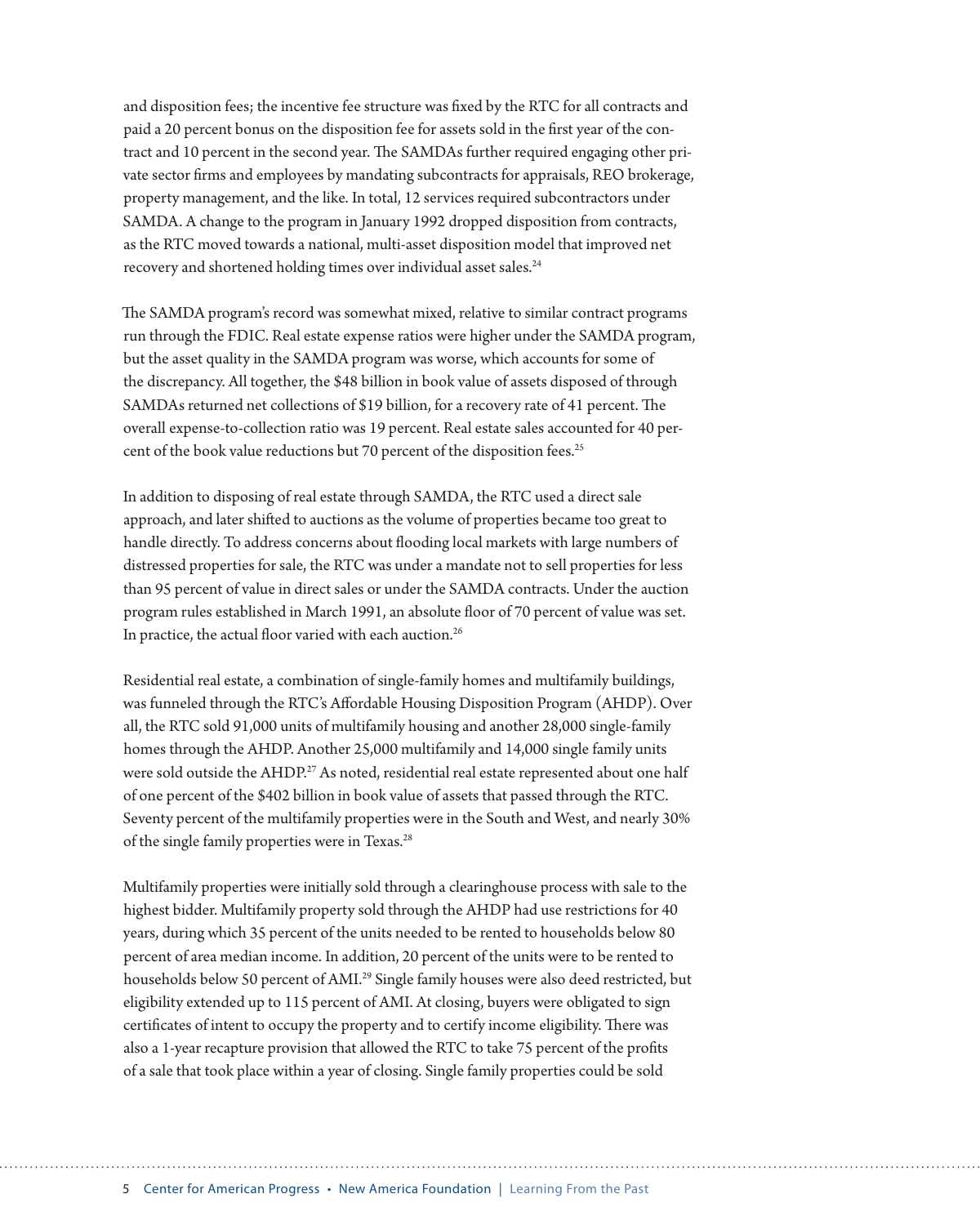and disposition fees; the incentive fee structure was fixed by the RTC for all contracts and paid a 20 percent bonus on the disposition fee for assets sold in the first year of the contract and 10 percent in the second year. The SAMDAs further required engaging other private sector firms and employees by mandating subcontracts for appraisals, REO brokerage, property management, and the like. In total, 12 services required subcontractors under SAMDA. A change to the program in January 1992 dropped disposition from contracts, as the RTC moved towards a national, multi-asset disposition model that improved net recovery and shortened holding times over individual asset sales.[24]

The SAMDA program's record was somewhat mixed, relative to similar contract programs run through the FDIC. Real estate expense ratios were higher under the SAMDA program, but the asset quality in the SAMDA program was worse, which accounts for some of the discrepancy. All together, the $48 billion in book value of assets disposed of through SAMDAs returned net collections of $19 billion, for a recovery rate of 41 percent. The overall expense-to-collection ratio was 19 percent. Real estate sales accounted for 40 percent of the book value reductions but 70 percent of the disposition fees.[25]

In addition to disposing of real estate through SAMDA, the RTC used a direct sale approach, and later shifted to auctions as the volume of properties became too great to handle directly. To address concerns about flooding local markets with large numbers of distressed properties for sale, the RTC was under a mandate not to sell properties for less than 95 percent of value in direct sales or under the SAMDA contracts. Under the auction program rules established in March 1991, an absolute floor of 70 percent of value was set. In practice, the actual floor varied with each auction.[26]

Residential real estate, a combination of single-family homes and multifamily buildings, was funneled through the RTC's Affordable Housing Disposition Program (AHDP). Over all, the RTC sold 91,000 units of multifamily housing and another 28,000 single-family homes through the AHDP. Another 25,000 multifamily and 14,000 single family units were sold outside the AHDP.[27] As noted, residential real estate represented about one half of one percent of the $402 billion in book value of assets that passed through the RTC. Seventy percent of the multifamily properties were in the South and West, and nearly 30% of the single family properties were in Texas.[28]

Multifamily properties were initially sold through a clearinghouse process with sale to the highest bidder. Multifamily property sold through the AHDP had use restrictions for 40 years, during which 35 percent of the units needed to be rented to households below 80 percent of area median income. In addition, 20 percent of the units were to be rented to households below 50 percent of AMI.[29] Single family houses were also deed restricted, but eligibility extended up to 115 percent of AMI. At closing, buyers were obligated to sign certificates of intent to occupy the property and to certify income eligibility. There was also a 1-year recapture provision that allowed the RTC to take 75 percent of the profits of a sale that took place within a year of closing. Single family properties could be sold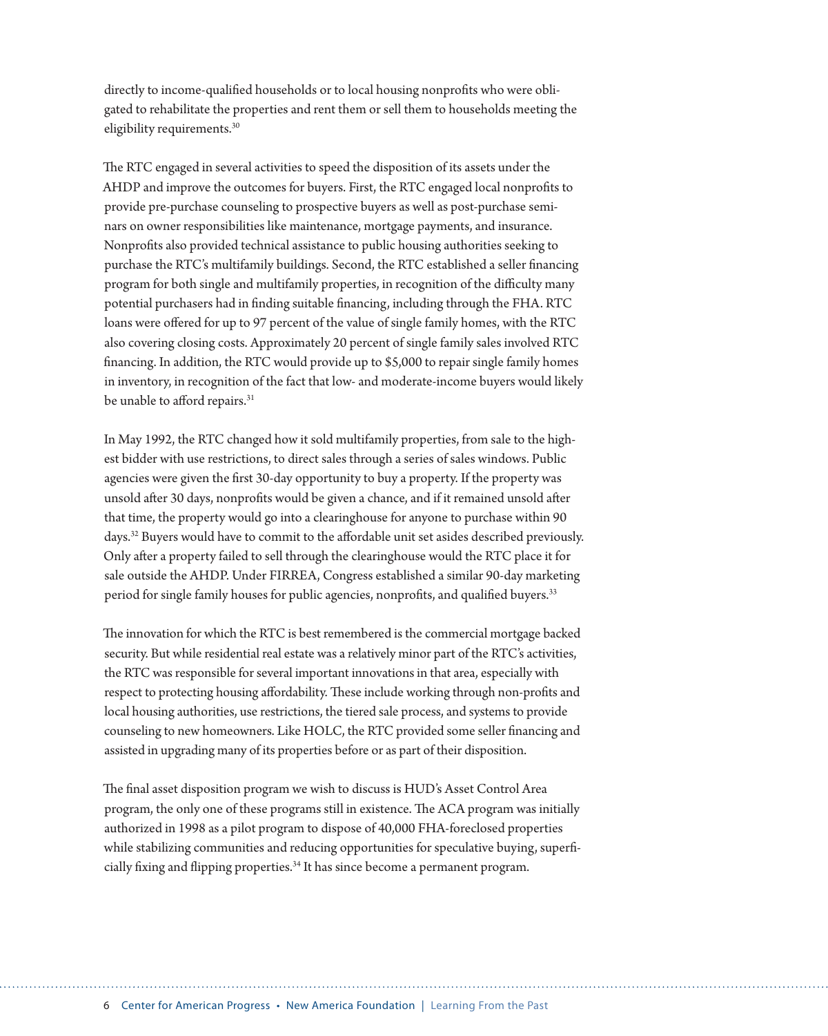directly to income-qualified households or to local housing nonprofits who were obligated to rehabilitate the properties and rent them or sell them to households meeting the eligibility requirements.[30]

The RTC engaged in several activities to speed the disposition of its assets under the AHDP and improve the outcomes for buyers. First, the RTC engaged local nonprofits to provide pre-purchase counseling to prospective buyers as well as post-purchase seminars on owner responsibilities like maintenance, mortgage payments, and insurance. Nonprofits also provided technical assistance to public housing authorities seeking to purchase the RTC's multifamily buildings. Second, the RTC established a seller financing program for both single and multifamily properties, in recognition of the difficulty many potential purchasers had in finding suitable financing, including through the FHA. RTC loans were offered for up to 97 percent of the value of single family homes, with the RTC also covering closing costs. Approximately 20 percent of single family sales involved RTC financing. In addition, the RTC would provide up to $5,000 to repair single family homes in inventory, in recognition of the fact that low- and moderate-income buyers would likely be unable to afford repairs.[31]

In May 1992, the RTC changed how it sold multifamily properties, from sale to the highest bidder with use restrictions, to direct sales through a series of sales windows. Public agencies were given the first 30-day opportunity to buy a property. If the property was unsold after 30 days, nonprofits would be given a chance, and if it remained unsold after that time, the property would go into a clearinghouse for anyone to purchase within 90 days.[32] Buyers would have to commit to the affordable unit set asides described previously. Only after a property failed to sell through the clearinghouse would the RTC place it for sale outside the AHDP. Under FIRREA, Congress established a similar 90-day marketing period for single family houses for public agencies, nonprofits, and qualified buyers.[33]

The innovation for which the RTC is best remembered is the commercial mortgage backed security. But while residential real estate was a relatively minor part of the RTC's activities, the RTC was responsible for several important innovations in that area, especially with respect to protecting housing affordability. These include working through non-profits and local housing authorities, use restrictions, the tiered sale process, and systems to provide counseling to new homeowners. Like HOLC, the RTC provided some seller financing and assisted in upgrading many of its properties before or as part of their disposition.

The final asset disposition program we wish to discuss is HUD's Asset Control Area program, the only one of these programs still in existence. The ACA program was initially authorized in 1998 as a pilot program to dispose of 40,000 FHA-foreclosed properties while stabilizing communities and reducing opportunities for speculative buying, superficially fixing and flipping properties.[34] It has since become a permanent program.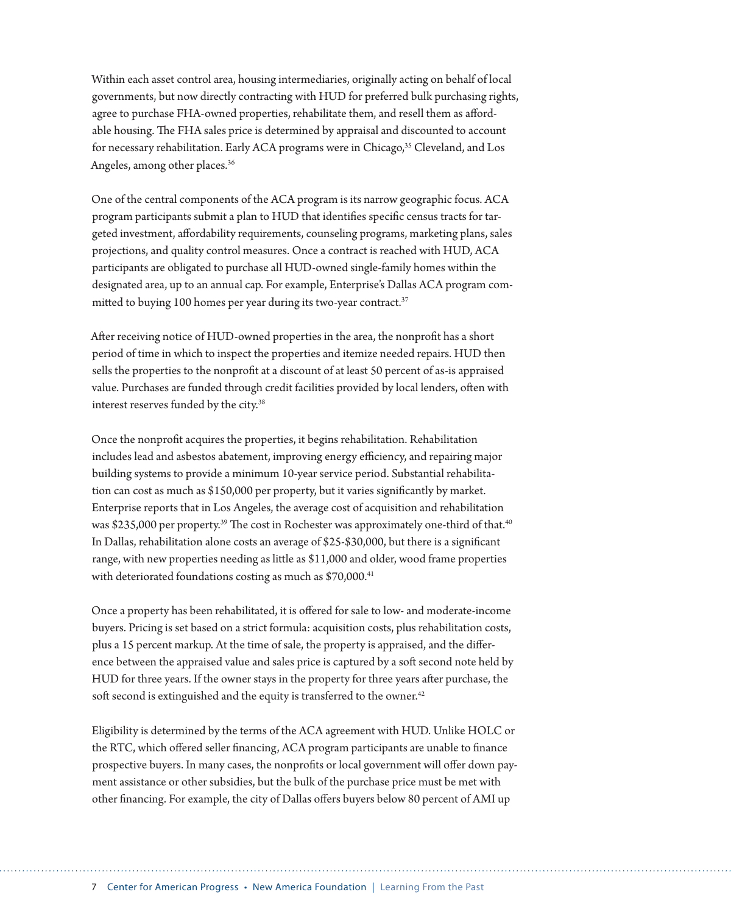Within each asset control area, housing intermediaries, originally acting on behalf of local governments, but now directly contracting with HUD for preferred bulk purchasing rights, agree to purchase FHA-owned properties, rehabilitate them, and resell them as affordable housing. The FHA sales price is determined by appraisal and discounted to account for necessary rehabilitation. Early ACA programs were in Chicago,[35] Cleveland, and Los Angeles, among other places.[36]

One of the central components of the ACA program is its narrow geographic focus. ACA program participants submit a plan to HUD that identifies specific census tracts for targeted investment, affordability requirements, counseling programs, marketing plans, sales projections, and quality control measures. Once a contract is reached with HUD, ACA participants are obligated to purchase all HUD-owned single-family homes within the designated area, up to an annual cap. For example, Enterprise's Dallas ACA program committed to buying 100 homes per year during its two-year contract.[37]

After receiving notice of HUD-owned properties in the area, the nonprofit has a short period of time in which to inspect the properties and itemize needed repairs. HUD then sells the properties to the nonprofit at a discount of at least 50 percent of as-is appraised value. Purchases are funded through credit facilities provided by local lenders, often with interest reserves funded by the city.[38]

Once the nonprofit acquires the properties, it begins rehabilitation. Rehabilitation includes lead and asbestos abatement, improving energy efficiency, and repairing major building systems to provide a minimum 10-year service period. Substantial rehabilitation can cost as much as $150,000 per property, but it varies significantly by market. Enterprise reports that in Los Angeles, the average cost of acquisition and rehabilitation was $235,000 per property.[39] The cost in Rochester was approximately one-third of that.[40] In Dallas, rehabilitation alone costs an average of $25-$30,000, but there is a significant range, with new properties needing as little as $11,000 and older, wood frame properties with deteriorated foundations costing as much as $70,000.[41]

Once a property has been rehabilitated, it is offered for sale to low- and moderate-income buyers. Pricing is set based on a strict formula: acquisition costs, plus rehabilitation costs, plus a 15 percent markup. At the time of sale, the property is appraised, and the difference between the appraised value and sales price is captured by a soft second note held by HUD for three years. If the owner stays in the property for three years after purchase, the soft second is extinguished and the equity is transferred to the owner.[42]

Eligibility is determined by the terms of the ACA agreement with HUD. Unlike HOLC or the RTC, which offered seller financing, ACA program participants are unable to finance prospective buyers. In many cases, the nonprofits or local government will offer down payment assistance or other subsidies, but the bulk of the purchase price must be met with other financing. For example, the city of Dallas offers buyers below 80 percent of AMI up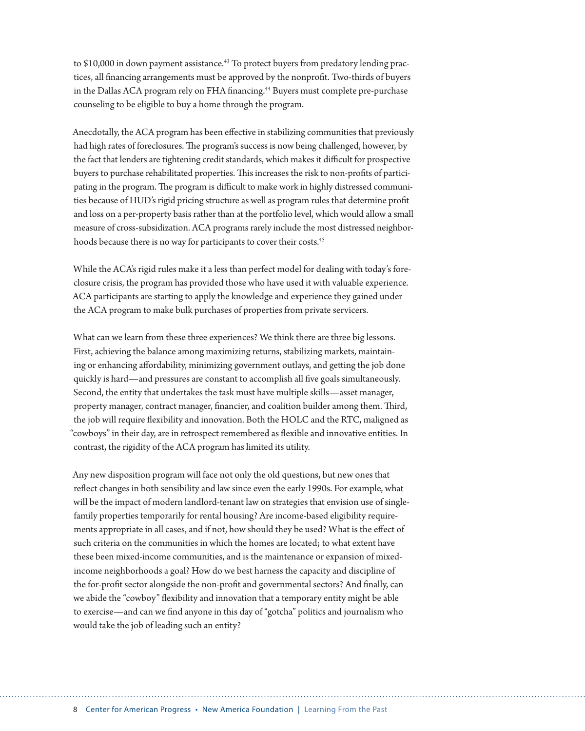to $10,000 in down payment assistance.[43] To protect buyers from predatory lending practices, all financing arrangements must be approved by the nonprofit. Two-thirds of buyers in the Dallas ACA program rely on FHA financing.[44] Buyers must complete pre-purchase counseling to be eligible to buy a home through the program.

Anecdotally, the ACA program has been effective in stabilizing communities that previously had high rates of foreclosures. The program's success is now being challenged, however, by the fact that lenders are tightening credit standards, which makes it difficult for prospective buyers to purchase rehabilitated properties. This increases the risk to non-profits of participating in the program. The program is difficult to make work in highly distressed communities because of HUD's rigid pricing structure as well as program rules that determine profit and loss on a per-property basis rather than at the portfolio level, which would allow a small measure of cross-subsidization. ACA programs rarely include the most distressed neighborhoods because there is no way for participants to cover their costs.[45]

While the ACA's rigid rules make it a less than perfect model for dealing with today's foreclosure crisis, the program has provided those who have used it with valuable experience. ACA participants are starting to apply the knowledge and experience they gained under the ACA program to make bulk purchases of properties from private servicers.

What can we learn from these three experiences? We think there are three big lessons. First, achieving the balance among maximizing returns, stabilizing markets, maintaining or enhancing affordability, minimizing government outlays, and getting the job done quickly is hard—and pressures are constant to accomplish all five goals simultaneously. Second, the entity that undertakes the task must have multiple skills—asset manager, property manager, contract manager, financier, and coalition builder among them. Third, the job will require flexibility and innovation. Both the HOLC and the RTC, maligned as "cowboys" in their day, are in retrospect remembered as flexible and innovative entities. In contrast, the rigidity of the ACA program has limited its utility.

Any new disposition program will face not only the old questions, but new ones that reflect changes in both sensibility and law since even the early 1990s. For example, what will be the impact of modern landlord-tenant law on strategies that envision use of single-family properties temporarily for rental housing? Are income-based eligibility requirements appropriate in all cases, and if not, how should they be used? What is the effect of such criteria on the communities in which the homes are located; to what extent have these been mixed-income communities, and is the maintenance or expansion of mixed-income neighborhoods a goal? How do we best harness the capacity and discipline of the for-profit sector alongside the non-profit and governmental sectors? And finally, can we abide the "cowboy" flexibility and innovation that a temporary entity might be able to exercise—and can we find anyone in this day of "gotcha" politics and journalism who would take the job of leading such an entity?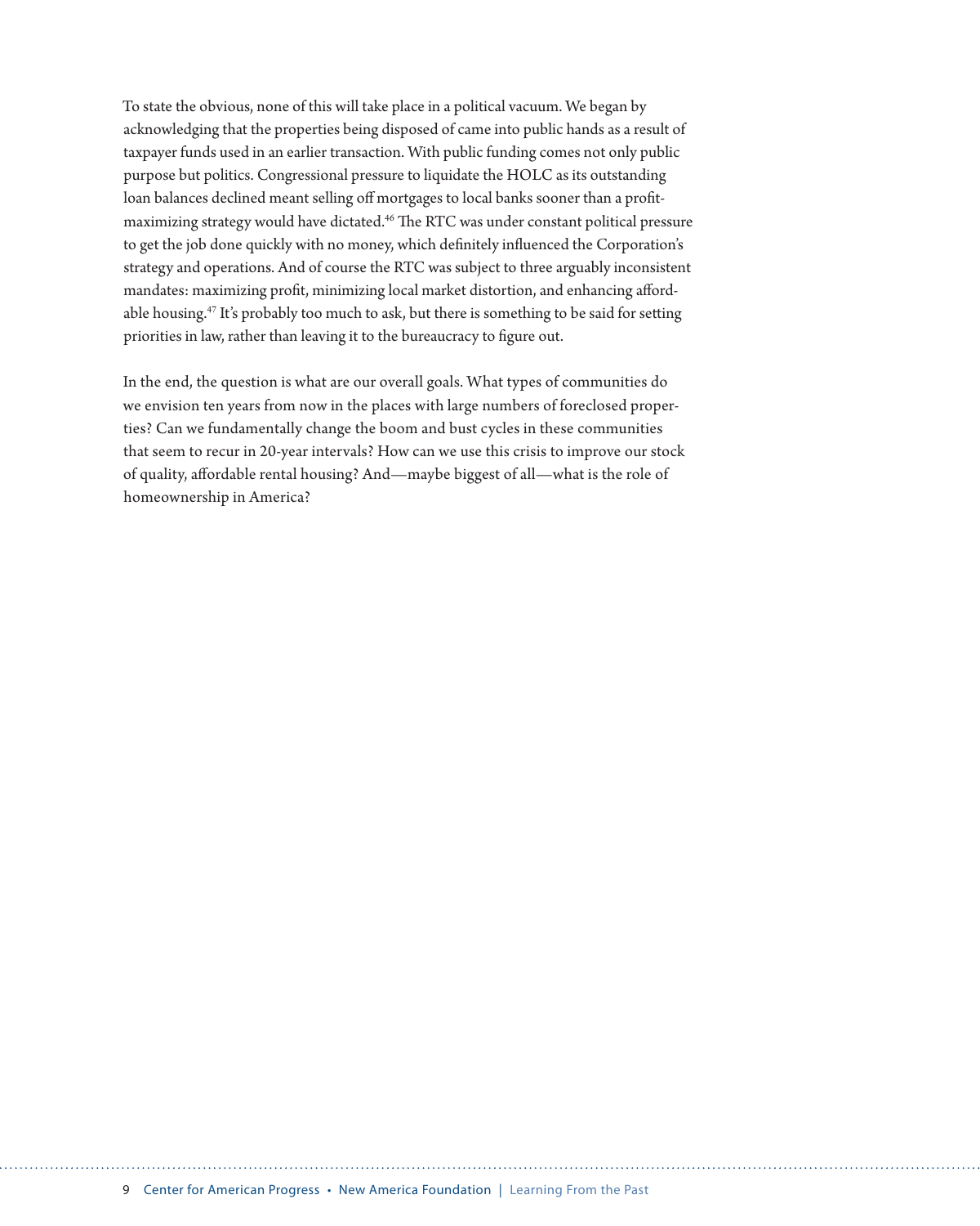To state the obvious, none of this will take place in a political vacuum. We began by acknowledging that the properties being disposed of came into public hands as a result of taxpayer funds used in an earlier transaction. With public funding comes not only public purpose but politics. Congressional pressure to liquidate the HOLC as its outstanding loan balances declined meant selling off mortgages to local banks sooner than a profit-maximizing strategy would have dictated.[46] The RTC was under constant political pressure to get the job done quickly with no money, which definitely influenced the Corporation's strategy and operations. And of course the RTC was subject to three arguably inconsistent mandates: maximizing profit, minimizing local market distortion, and enhancing affordable housing.[47] It's probably too much to ask, but there is something to be said for setting priorities in law, rather than leaving it to the bureaucracy to figure out.

In the end, the question is what are our overall goals. What types of communities do we envision ten years from now in the places with large numbers of foreclosed properties? Can we fundamentally change the boom and bust cycles in these communities that seem to recur in 20-year intervals? How can we use this crisis to improve our stock of quality, affordable rental housing? And—maybe biggest of all—what is the role of homeownership in America?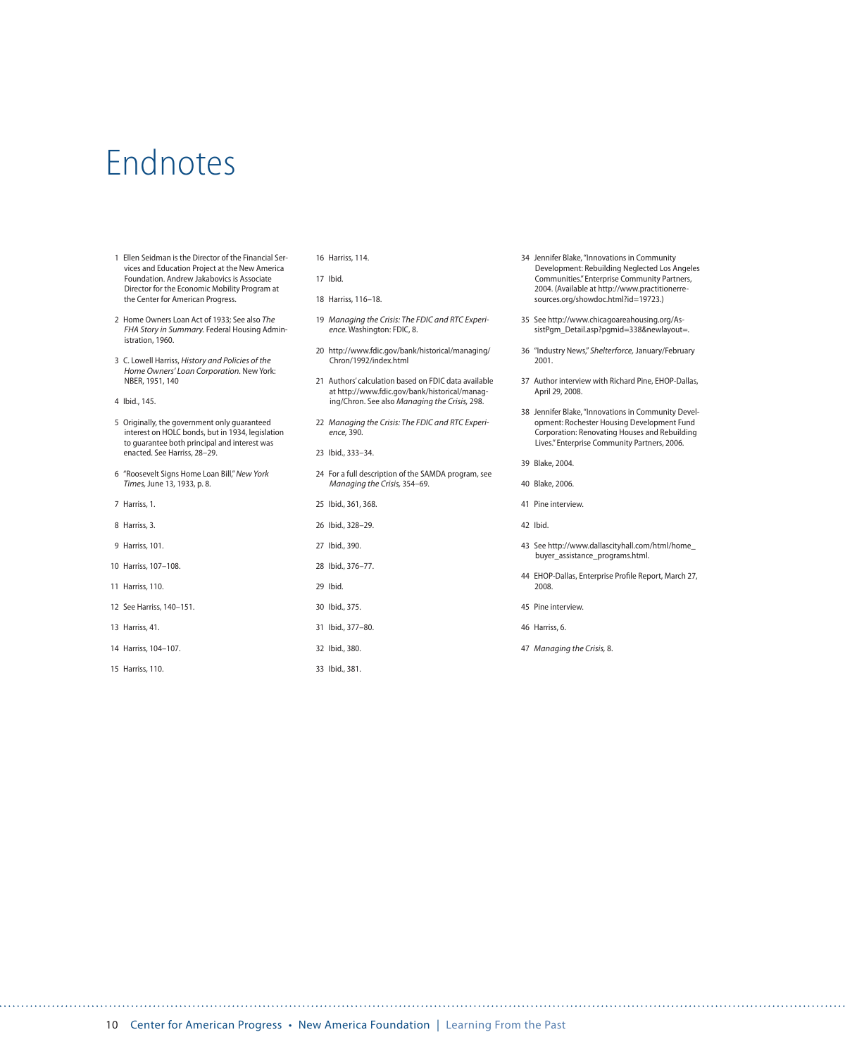# Endnotes

1. Ellen Seidman is the Director of the Financial Services and Education Project at the New America Foundation. Andrew Jakabovics is Associate Director for the Economic Mobility Program at the Center for American Progress.

2. Home Owners Loan Act of 1933; See also *The FHA Story in Summary.* Federal Housing Administration, 1960.

3. C. Lowell Harriss, *History and Policies of the Home Owners' Loan Corporation.* New York: NBER, 1951, 140

4. Ibid., 145.

5. Originally, the government only guaranteed interest on HOLC bonds, but in 1934, legislation to guarantee both principal and interest was enacted. See Harriss, 28–29.

6. "Roosevelt Signs Home Loan Bill," *New York Times,* June 13, 1933, p. 8.

7. Harriss, 1.

8. Harriss, 3.

9. Harriss, 101.

10. Harriss, 107–108.

11. Harriss, 110.

12. See Harriss, 140–151.

13. Harriss, 41.

14. Harriss, 104–107.

15. Harriss, 110.

16. Harriss, 114.

17. Ibid.

18. Harriss, 116–18.

19. *Managing the Crisis: The FDIC and RTC Experience.* Washington: FDIC, 8.

20. http://www.fdic.gov/bank/historical/managing/Chron/1992/index.html

21. Authors' calculation based on FDIC data available at http://www.fdic.gov/bank/historical/managing/Chron. See also *Managing the Crisis,* 298.

22. *Managing the Crisis: The FDIC and RTC Experience,* 390.

23. Ibid., 333–34.

24. For a full description of the SAMDA program, see *Managing the Crisis,* 354–69.

25. Ibid., 361, 368.

26. Ibid., 328–29.

27. Ibid., 390.

28. Ibid., 376–77.

29. Ibid.

30. Ibid., 375.

31. Ibid., 377–80.

32. Ibid., 380.

33. Ibid., 381.

34. Jennifer Blake, "Innovations in Community Development: Rebuilding Neglected Los Angeles Communities." Enterprise Community Partners, 2004. (Available at http://www.practitionerresources.org/showdoc.html?id=19723.)

35. See http://www.chicagoareahousing.org/AssistPgm_Detail.asp?pgmid=338&newlayout=.

36. "Industry News," *Shelterforce,* January/February 2001.

37. Author interview with Richard Pine, EHOP-Dallas, April 29, 2008.

38. Jennifer Blake, "Innovations in Community Development: Rochester Housing Development Fund Corporation: Renovating Houses and Rebuilding Lives." Enterprise Community Partners, 2006.

39. Blake, 2004.

40. Blake, 2006.

41. Pine interview.

42. Ibid.

43. See http://www.dallascityhall.com/html/home_buyer_assistance_programs.html.

44. EHOP-Dallas, Enterprise Profile Report, March 27, 2008.

45. Pine interview.

46. Harriss, 6.

47. *Managing the Crisis,* 8.